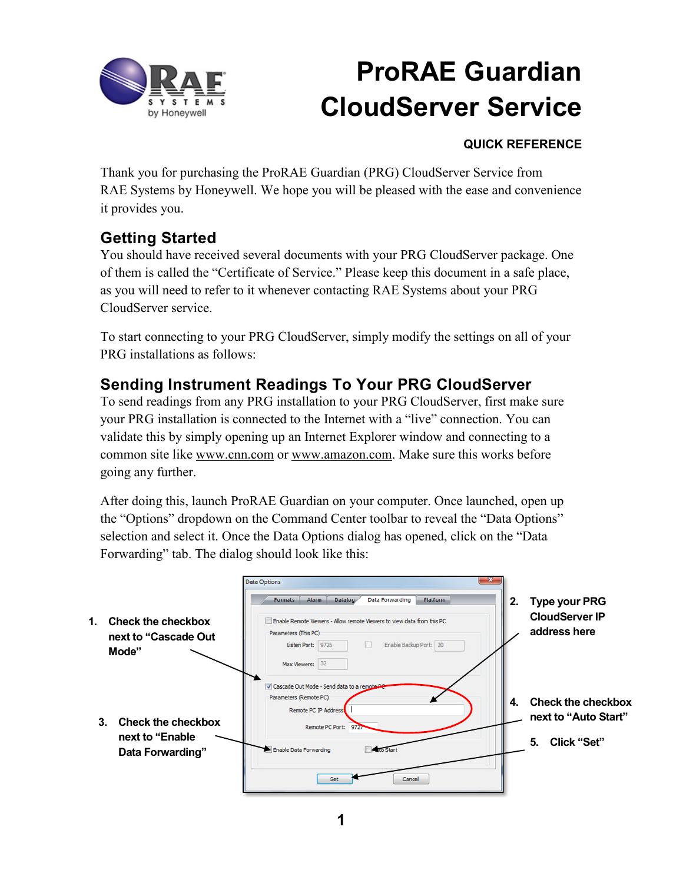# ProRAE Guardian CloudServer Service

**QUICK REFERENCE**

Thank you for purchasing the ProRAE Guardian (PRG) CloudServer Service from RAE Systems by Honeywell. We hope you will be pleased with the ease and convenience it provides you.

## Getting Started

You should have received several documents with your PRG CloudServer package. One of them is called the "Certificate of Service." Please keep this document in a safe place, as you will need to refer to it whenever contacting RAE Systems about your PRG CloudServer service.

To start connecting to your PRG CloudServer, simply modify the settings on all of your PRG installations as follows:

## Sending Instrument Readings To Your PRG CloudServer

To send readings from any PRG installation to your PRG CloudServer, first make sure your PRG installation is connected to the Internet with a "live" connection. You can validate this by simply opening up an Internet Explorer window and connecting to a common site like www.cnn.com or www.amazon.com. Make sure this works before going any further.

After doing this, launch ProRAE Guardian on your computer. Once launched, open up the "Options" dropdown on the Command Center toolbar to reveal the "Data Options" selection and select it. Once the Data Options dialog has opened, click on the "Data Forwarding" tab. The dialog should look like this:

1. **Check the checkbox next to "Cascade Out Mode"**
2. **Type your PRG CloudServer IP address here**
3. **Check the checkbox next to "Enable Data Forwarding"**
4. **Check the checkbox next to "Auto Start"**
5. **Click "Set"**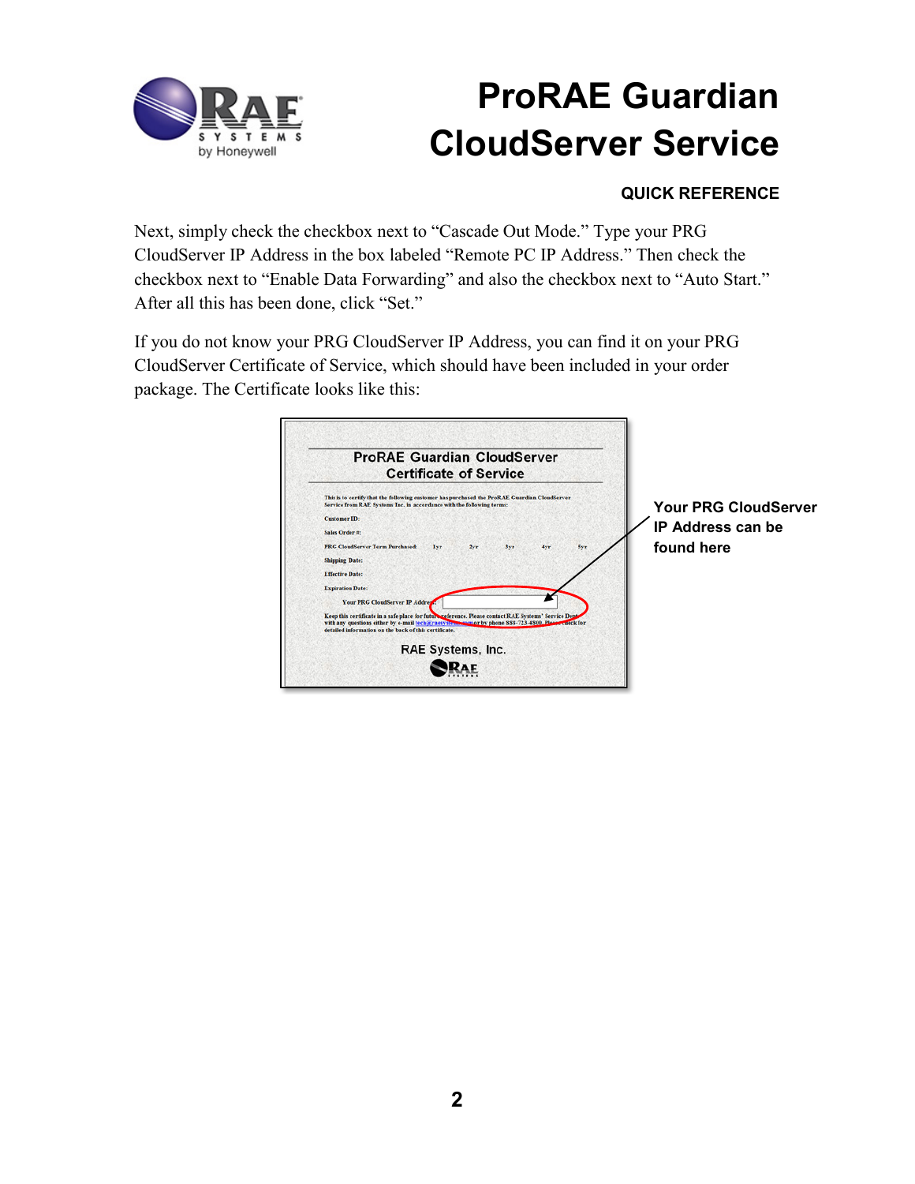Next, simply check the checkbox next to "Cascade Out Mode." Type your PRG CloudServer IP Address in the box labeled "Remote PC IP Address." Then check the checkbox next to "Enable Data Forwarding" and also the checkbox next to "Auto Start." After all this has been done, click "Set."

If you do not know your PRG CloudServer IP Address, you can find it on your PRG CloudServer Certificate of Service, which should have been included in your order package. The Certificate looks like this:

**Your PRG CloudServer IP Address can be found here**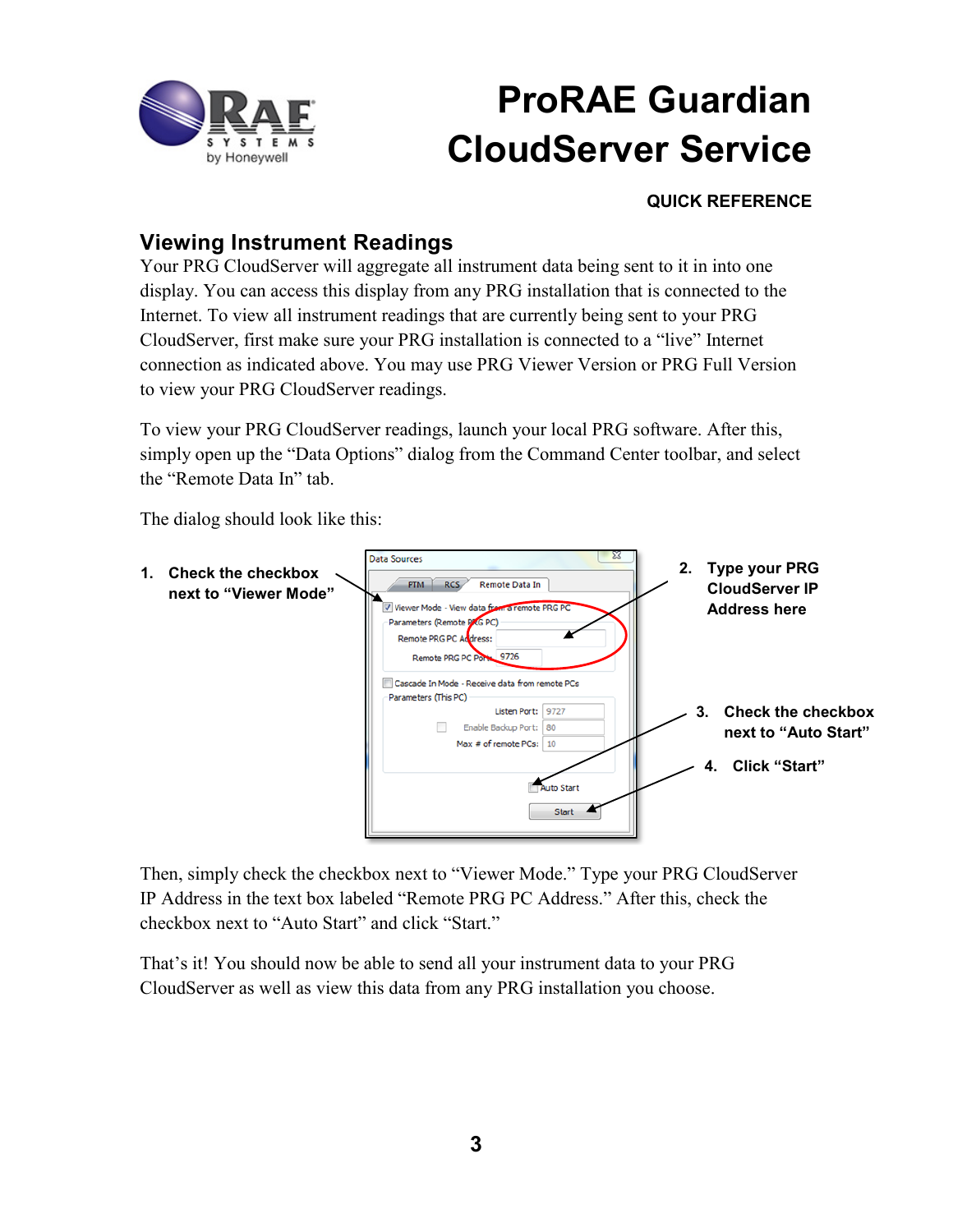# ProRAE Guardian CloudServer Service

**QUICK REFERENCE**

## Viewing Instrument Readings

Your PRG CloudServer will aggregate all instrument data being sent to it in into one display. You can access this display from any PRG installation that is connected to the Internet. To view all instrument readings that are currently being sent to your PRG CloudServer, first make sure your PRG installation is connected to a "live" Internet connection as indicated above. You may use PRG Viewer Version or PRG Full Version to view your PRG CloudServer readings.

To view your PRG CloudServer readings, launch your local PRG software. After this, simply open up the "Data Options" dialog from the Command Center toolbar, and select the "Remote Data In" tab.

The dialog should look like this:

1. **Check the checkbox next to "Viewer Mode"**
2. **Type your PRG CloudServer IP Address here**
3. **Check the checkbox next to "Auto Start"**
4. **Click "Start"**

Then, simply check the checkbox next to "Viewer Mode." Type your PRG CloudServer IP Address in the text box labeled "Remote PRG PC Address." After this, check the checkbox next to "Auto Start" and click "Start."

That's it! You should now be able to send all your instrument data to your PRG CloudServer as well as view this data from any PRG installation you choose.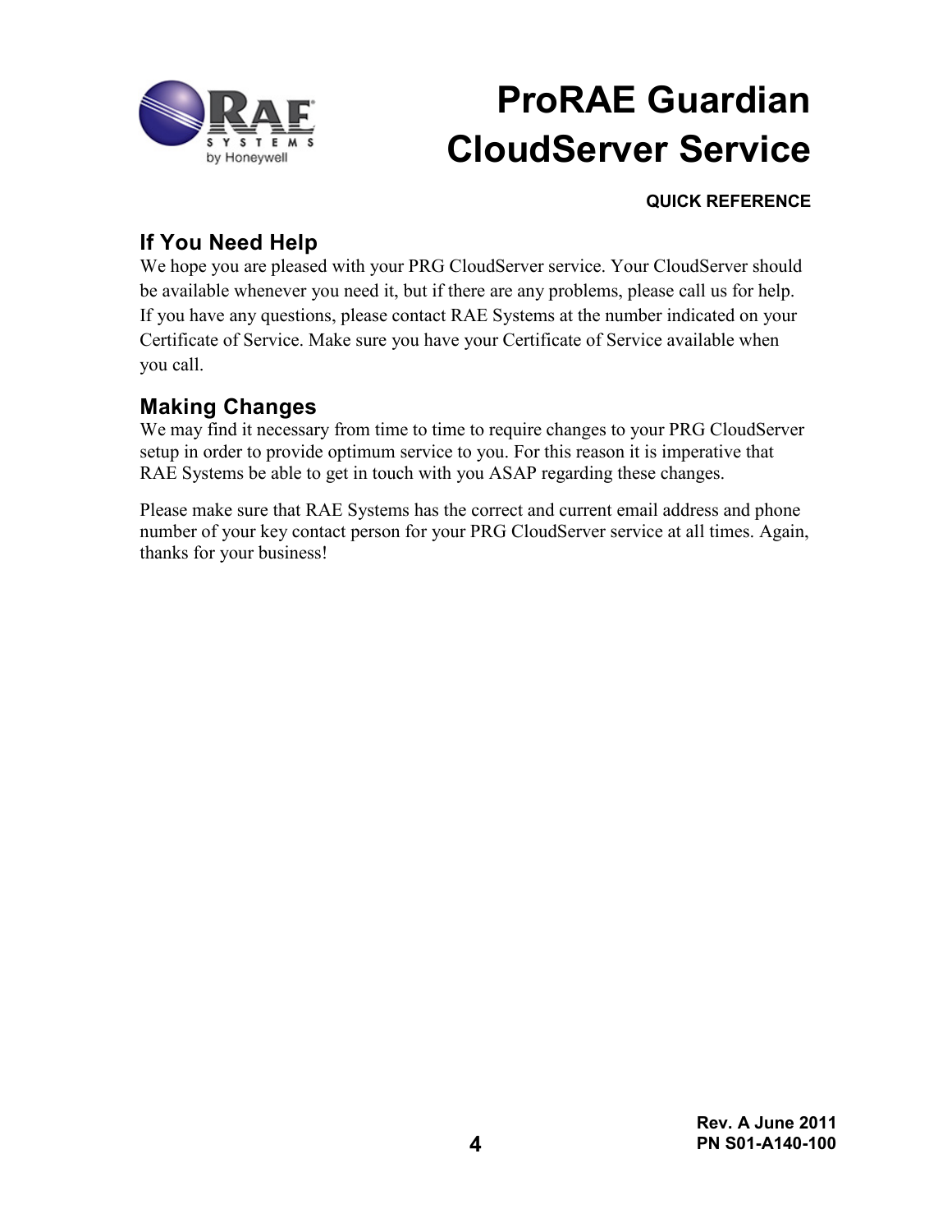# ProRAE Guardian CloudServer Service

**QUICK REFERENCE**

## If You Need Help

We hope you are pleased with your PRG CloudServer service. Your CloudServer should be available whenever you need it, but if there are any problems, please call us for help. If you have any questions, please contact RAE Systems at the number indicated on your Certificate of Service. Make sure you have your Certificate of Service available when you call.

## Making Changes

We may find it necessary from time to time to require changes to your PRG CloudServer setup in order to provide optimum service to you. For this reason it is imperative that RAE Systems be able to get in touch with you ASAP regarding these changes.

Please make sure that RAE Systems has the correct and current email address and phone number of your key contact person for your PRG CloudServer service at all times. Again, thanks for your business!

Rev. A June 2011
PN S01-A140-100